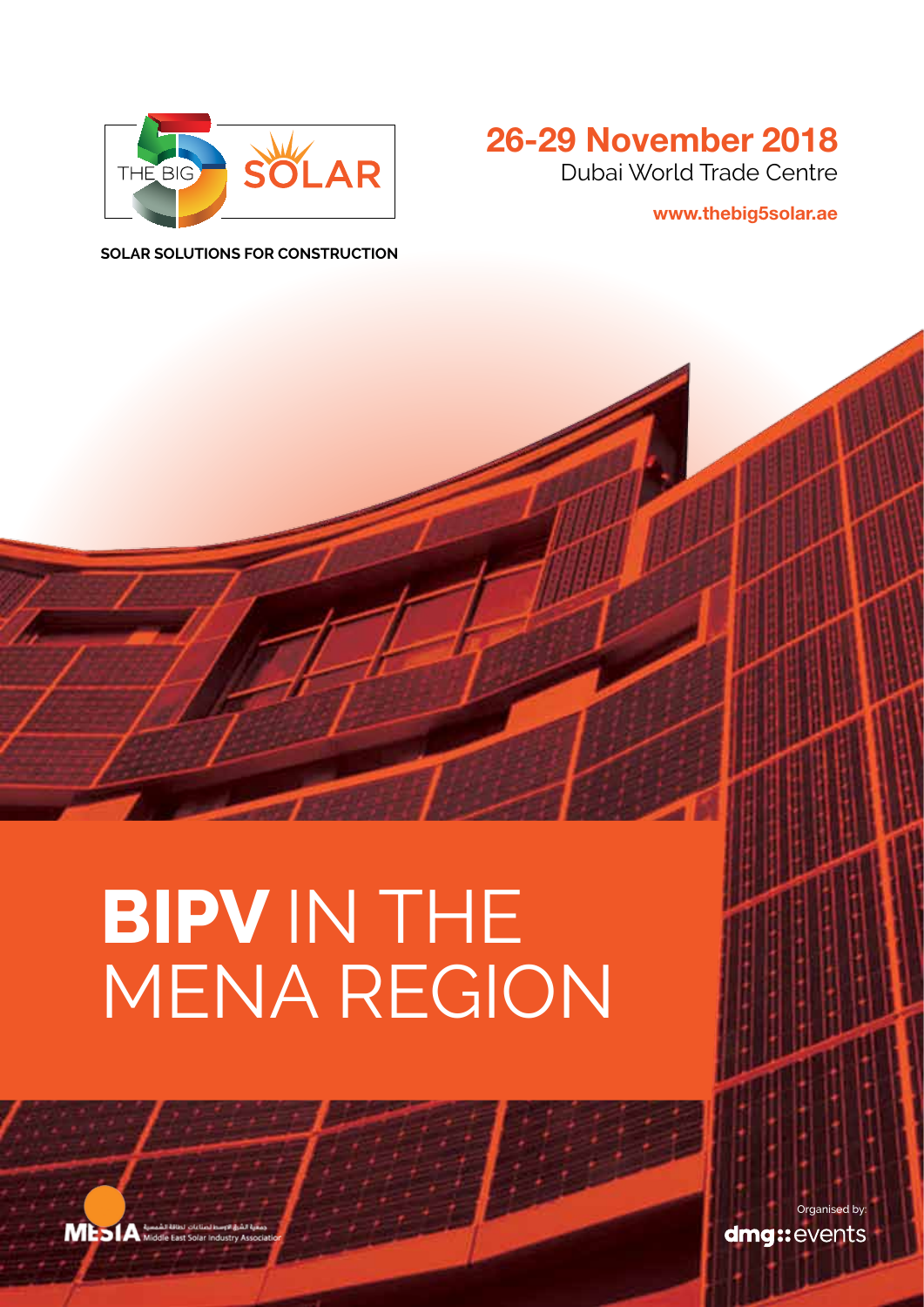THE BIG 5 SOLAR

SOLAR SOLUTIONS FOR CONSTRUCTION

**26-29 November 2018**
Dubai World Trade Centre

**www.thebig5solar.ae**

# **BIPV** IN THE MENA REGION

MESIA جمعية الشرق الأوسط لصناعات الطاقة الشمسية Middle East Solar Industry Association

Organised by:
dmg::events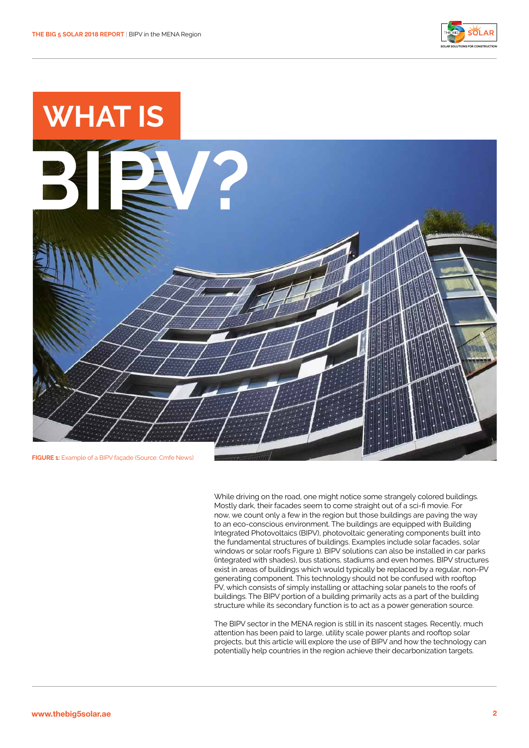# WHAT IS BIPV?

**FIGURE 1:** Example of a BIPV façade (Source: Cmfe News)

While driving on the road, one might notice some strangely colored buildings. Mostly dark, their facades seem to come straight out of a sci-fi movie. For now, we count only a few in the region but those buildings are paving the way to an eco-conscious environment. The buildings are equipped with Building Integrated Photovoltaics (BIPV), photovoltaic generating components built into the fundamental structures of buildings. Examples include solar facades, solar windows or solar roofs Figure 1). BIPV solutions can also be installed in car parks (integrated with shades), bus stations, stadiums and even homes. BIPV structures exist in areas of buildings which would typically be replaced by a regular, non-PV generating component. This technology should not be confused with rooftop PV, which consists of simply installing or attaching solar panels to the roofs of buildings. The BIPV portion of a building primarily acts as a part of the building structure while its secondary function is to act as a power generation source.

The BIPV sector in the MENA region is still in its nascent stages. Recently, much attention has been paid to large, utility scale power plants and rooftop solar projects, but this article will explore the use of BIPV and how the technology can potentially help countries in the region achieve their decarbonization targets.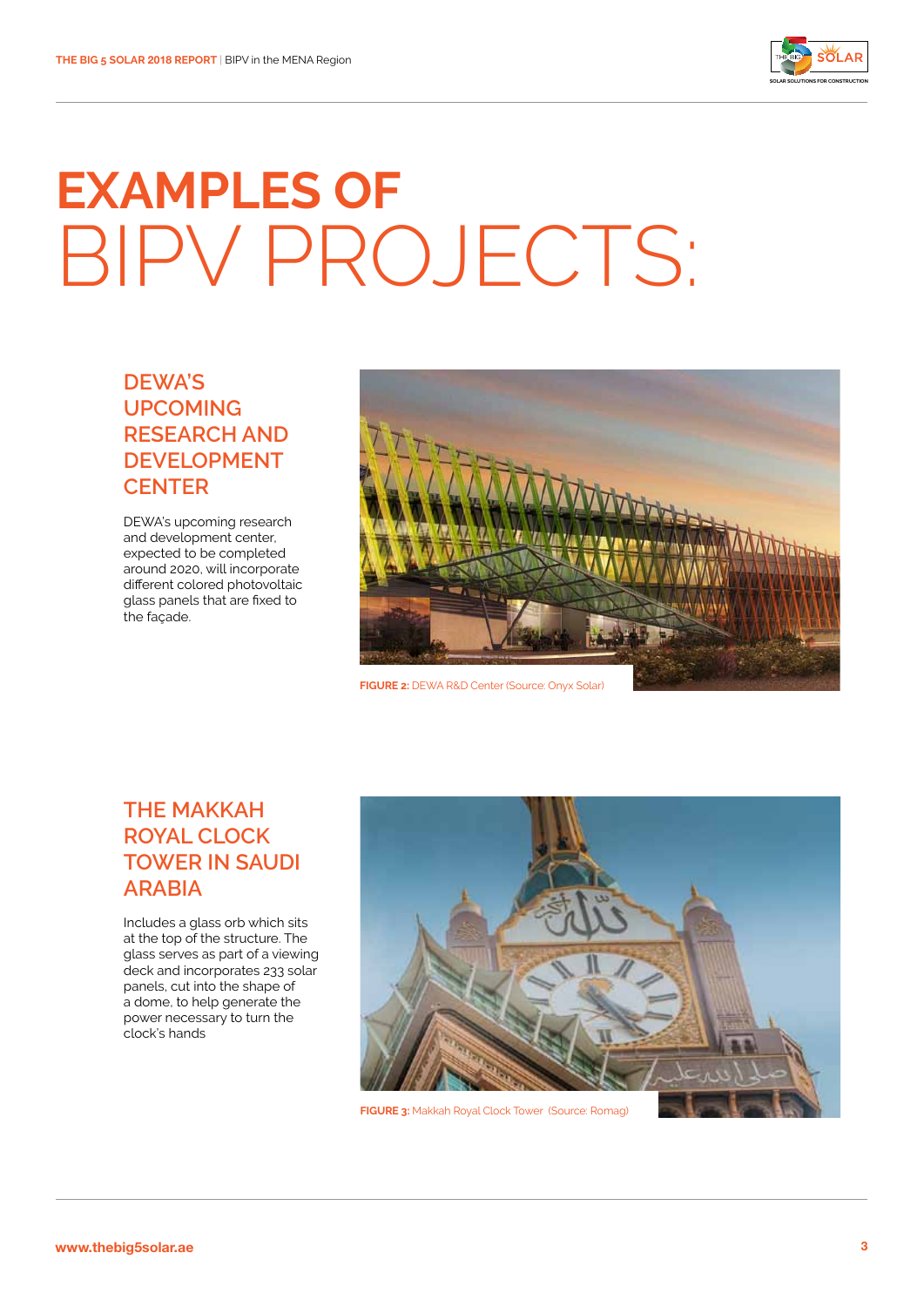# EXAMPLES OF BIPV PROJECTS:

## DEWA'S UPCOMING RESEARCH AND DEVELOPMENT CENTER

DEWA's upcoming research and development center, expected to be completed around 2020, will incorporate different colored photovoltaic glass panels that are fixed to the façade.

**FIGURE 2:** DEWA R&D Center (Source: Onyx Solar)

## THE MAKKAH ROYAL CLOCK TOWER IN SAUDI ARABIA

Includes a glass orb which sits at the top of the structure. The glass serves as part of a viewing deck and incorporates 233 solar panels, cut into the shape of a dome, to help generate the power necessary to turn the clock's hands

**FIGURE 3:** Makkah Royal Clock Tower (Source: Romag)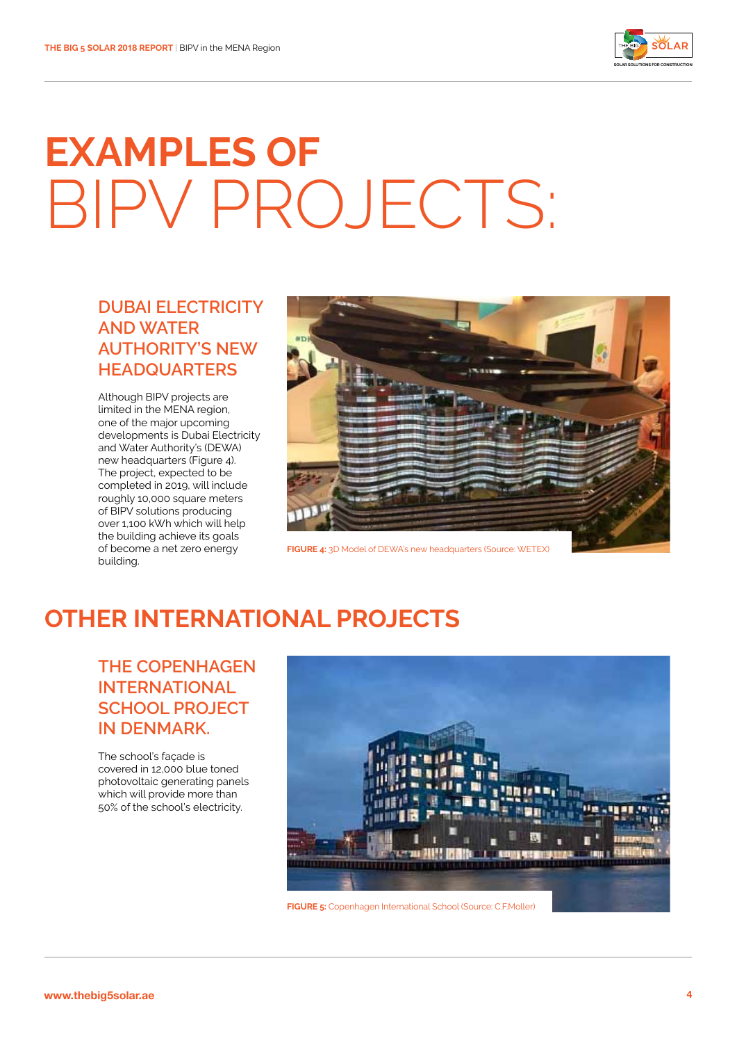# EXAMPLES OF BIPV PROJECTS:

### DUBAI ELECTRICITY AND WATER AUTHORITY'S NEW HEADQUARTERS

Although BIPV projects are limited in the MENA region, one of the major upcoming developments is Dubai Electricity and Water Authority's (DEWA) new headquarters (Figure 4). The project, expected to be completed in 2019, will include roughly 10,000 square meters of BIPV solutions producing over 1,100 kWh which will help the building achieve its goals of become a net zero energy building.

**FIGURE 4:** 3D Model of DEWA's new headquarters (Source: WETEX)

## OTHER INTERNATIONAL PROJECTS

### THE COPENHAGEN INTERNATIONAL SCHOOL PROJECT IN DENMARK.

The school's façade is covered in 12,000 blue toned photovoltaic generating panels which will provide more than 50% of the school's electricity.

**FIGURE 5:** Copenhagen International School (Source: C.F.Moller)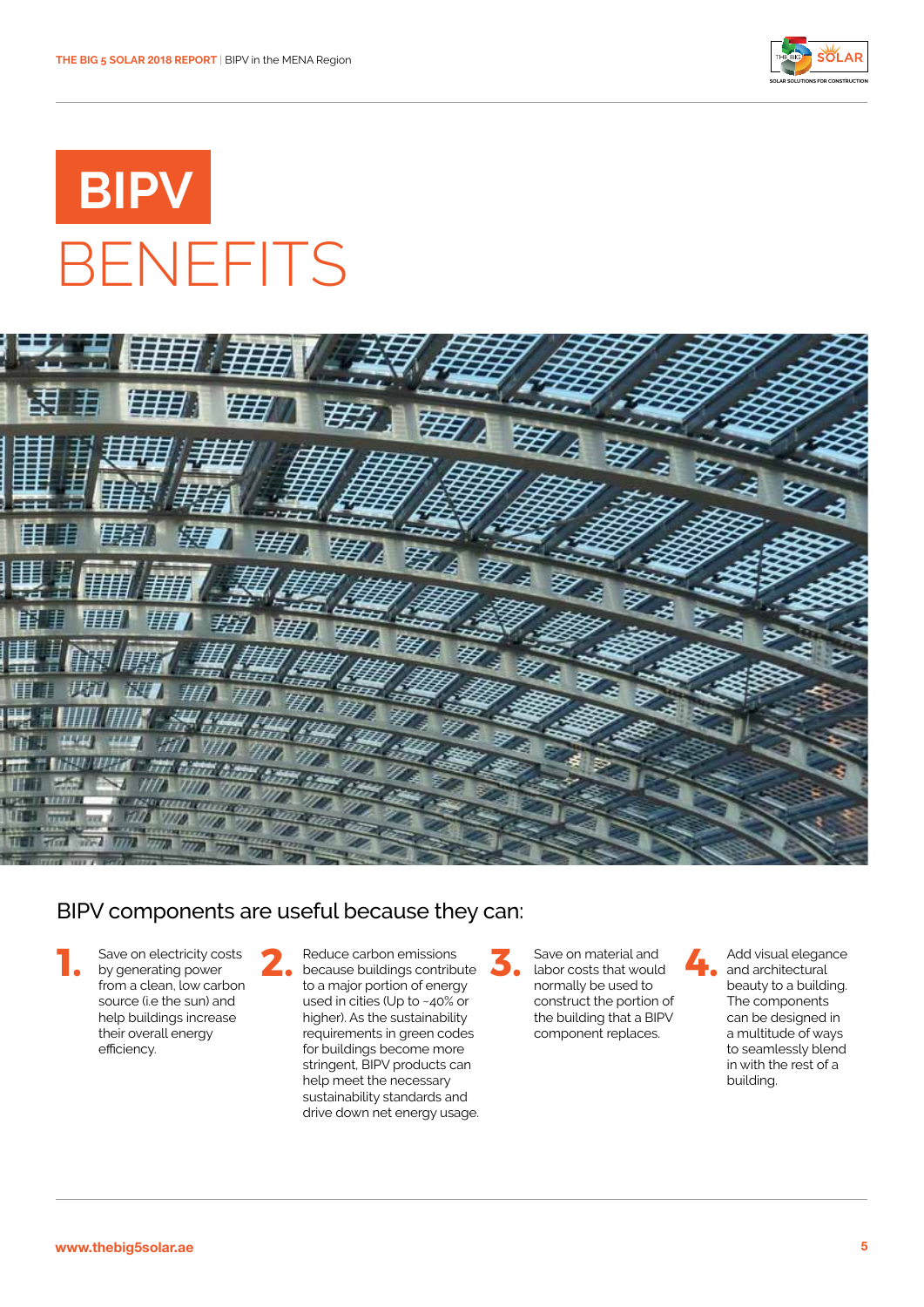# BIPV BENEFITS

## BIPV components are useful because they can:

1. Save on electricity costs by generating power from a clean, low carbon source (i.e the sun) and help buildings increase their overall energy efficiency.
2. Reduce carbon emissions because buildings contribute to a major portion of energy used in cities (Up to ~40% or higher). As the sustainability requirements in green codes for buildings become more stringent, BIPV products can help meet the necessary sustainability standards and drive down net energy usage.
3. Save on material and labor costs that would normally be used to construct the portion of the building that a BIPV component replaces.
4. Add visual elegance and architectural beauty to a building. The components can be designed in a multitude of ways to seamlessly blend in with the rest of a building.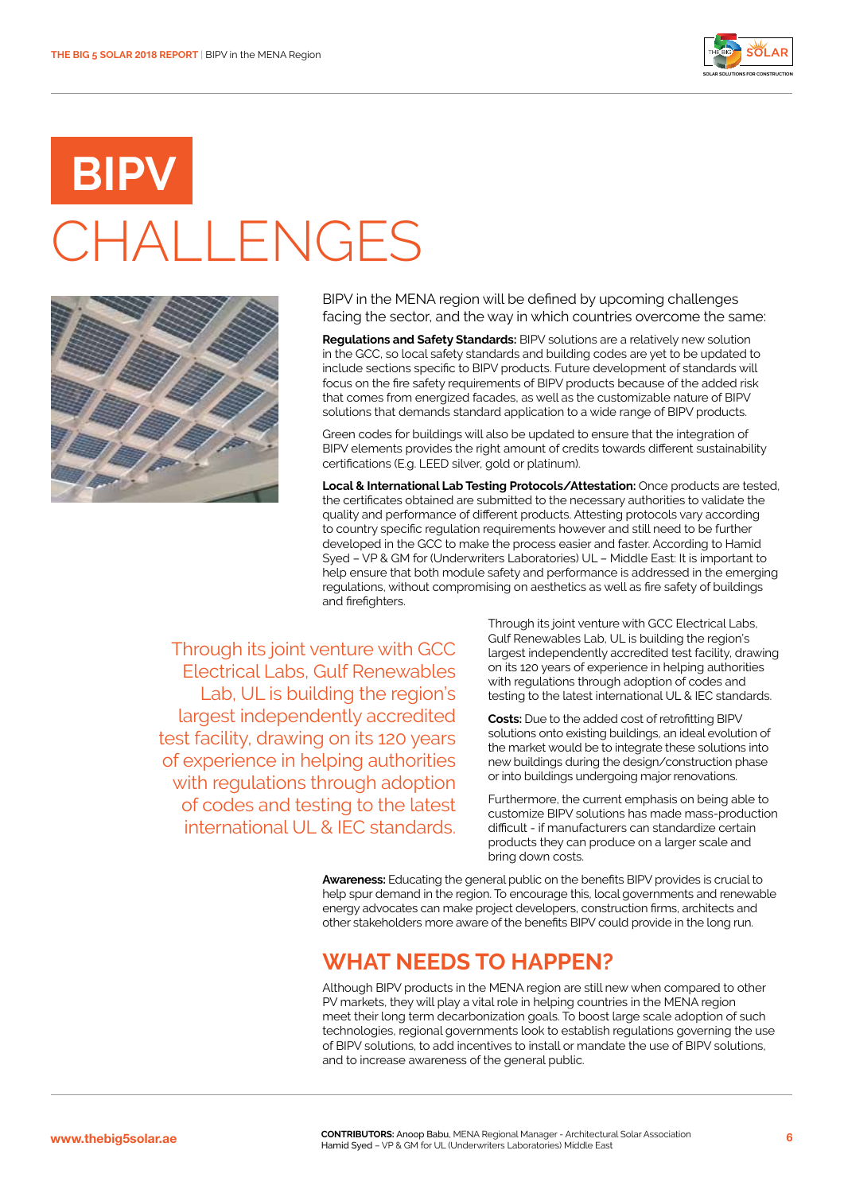# BIPV CHALLENGES

BIPV in the MENA region will be defined by upcoming challenges facing the sector, and the way in which countries overcome the same:

**Regulations and Safety Standards:** BIPV solutions are a relatively new solution in the GCC, so local safety standards and building codes are yet to be updated to include sections specific to BIPV products. Future development of standards will focus on the fire safety requirements of BIPV products because of the added risk that comes from energized facades, as well as the customizable nature of BIPV solutions that demands standard application to a wide range of BIPV products.

Green codes for buildings will also be updated to ensure that the integration of BIPV elements provides the right amount of credits towards different sustainability certifications (E.g. LEED silver, gold or platinum).

**Local & International Lab Testing Protocols/Attestation:** Once products are tested, the certificates obtained are submitted to the necessary authorities to validate the quality and performance of different products. Attesting protocols vary according to country specific regulation requirements however and still need to be further developed in the GCC to make the process easier and faster. According to Hamid Syed – VP & GM for (Underwriters Laboratories) UL – Middle East: It is important to help ensure that both module safety and performance is addressed in the emerging regulations, without compromising on aesthetics as well as fire safety of buildings and firefighters.

> Through its joint venture with GCC Electrical Labs, Gulf Renewables Lab, UL is building the region's largest independently accredited test facility, drawing on its 120 years of experience in helping authorities with regulations through adoption of codes and testing to the latest international UL & IEC standards.

Through its joint venture with GCC Electrical Labs, Gulf Renewables Lab, UL is building the region's largest independently accredited test facility, drawing on its 120 years of experience in helping authorities with regulations through adoption of codes and testing to the latest international UL & IEC standards.

**Costs:** Due to the added cost of retrofitting BIPV solutions onto existing buildings, an ideal evolution of the market would be to integrate these solutions into new buildings during the design/construction phase or into buildings undergoing major renovations.

Furthermore, the current emphasis on being able to customize BIPV solutions has made mass-production difficult - if manufacturers can standardize certain products they can produce on a larger scale and bring down costs.

**Awareness:** Educating the general public on the benefits BIPV provides is crucial to help spur demand in the region. To encourage this, local governments and renewable energy advocates can make project developers, construction firms, architects and other stakeholders more aware of the benefits BIPV could provide in the long run.

## WHAT NEEDS TO HAPPEN?

Although BIPV products in the MENA region are still new when compared to other PV markets, they will play a vital role in helping countries in the MENA region meet their long term decarbonization goals. To boost large scale adoption of such technologies, regional governments look to establish regulations governing the use of BIPV solutions, to add incentives to install or mandate the use of BIPV solutions, and to increase awareness of the general public.

**CONTRIBUTORS:** Anoop Babu, MENA Regional Manager - Architectural Solar Association
Hamid Syed – VP & GM for UL (Underwriters Laboratories) Middle East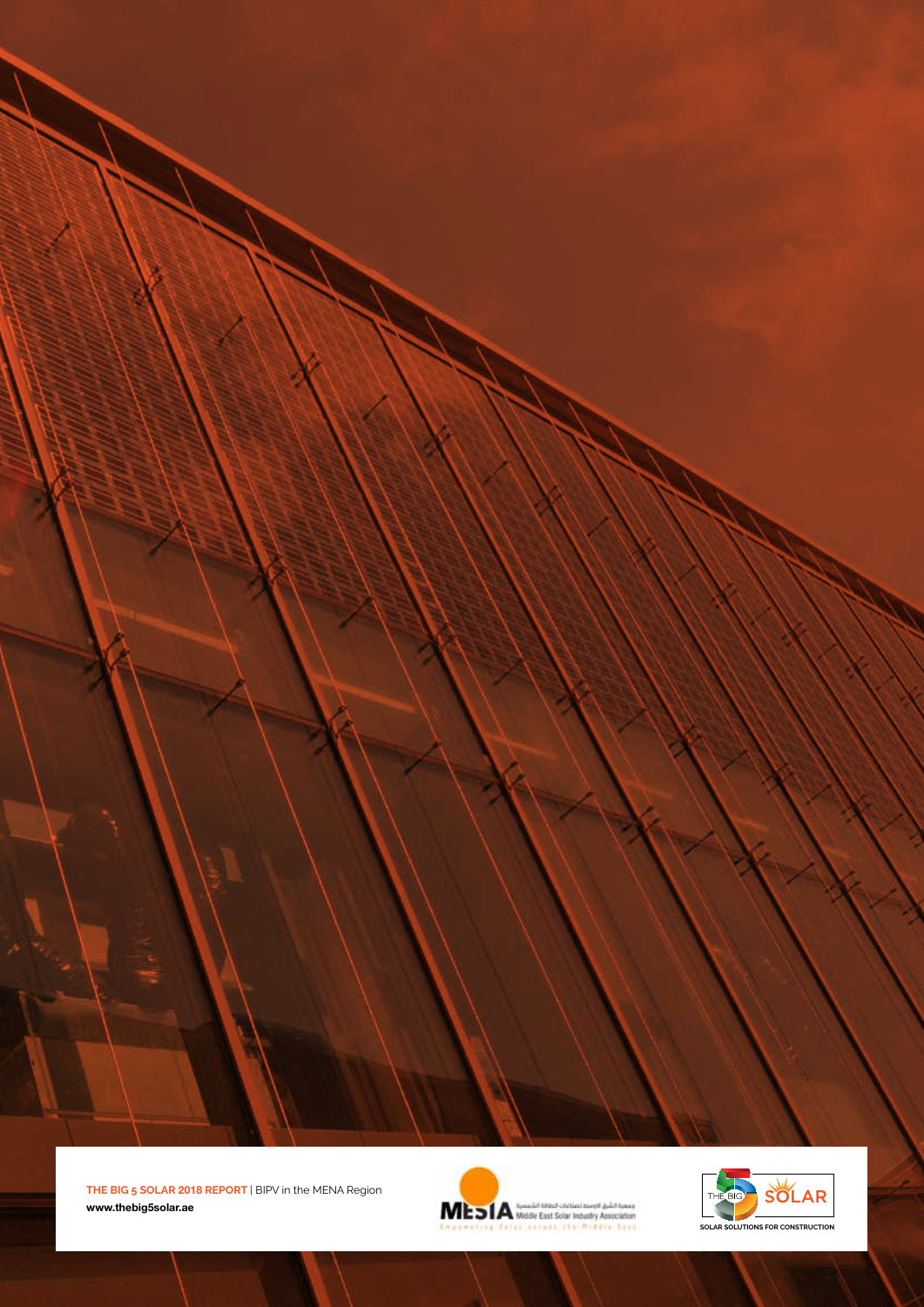**THE BIG 5 SOLAR 2018 REPORT** | BIPV in the MENA Region
**www.thebig5solar.ae**

MESIA
جمعية الشرق الأوسط لصناعات الطاقة الشمسية
Middle East Solar Industry Association
Empowering Solar across the Middle East

THE BIG 5 SOLAR
SOLAR SOLUTIONS FOR CONSTRUCTION